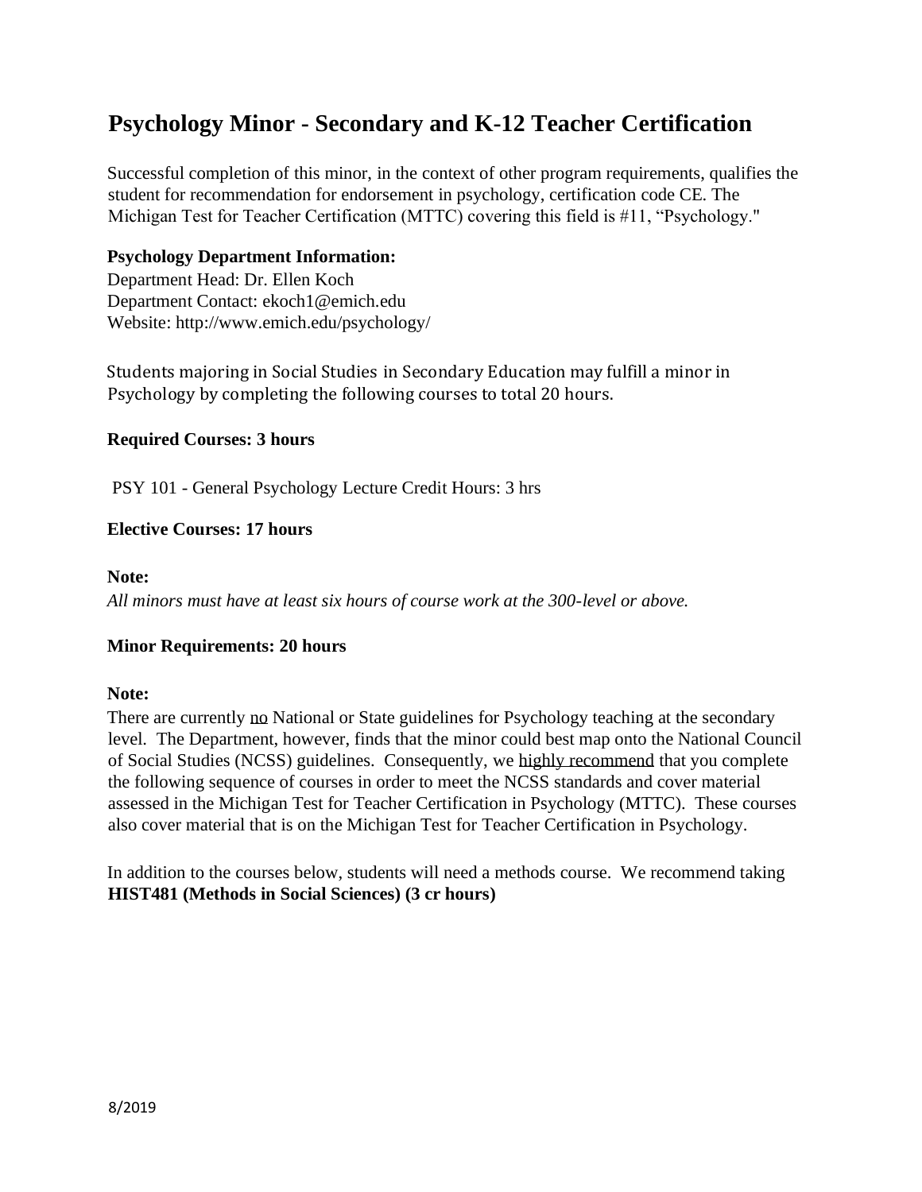# Psychology Minor - Secondary and K-12 Teacher Certification

Successful completion of this minor, in the context of other program requirements, qualifies the student for recommendation for endorsement in psychology, certification code CE. The Michigan Test for Teacher Certification (MTTC) covering this field is #11, "Psychology."

**Psychology Department Information:**
Department Head: Dr. Ellen Koch
Department Contact: ekoch1@emich.edu
Website: http://www.emich.edu/psychology/

Students majoring in Social Studies in Secondary Education may fulfill a minor in Psychology by completing the following courses to total 20 hours.

**Required Courses: 3 hours**

PSY 101 - General Psychology Lecture Credit Hours: 3 hrs

**Elective Courses: 17 hours**

**Note:**
*All minors must have at least six hours of course work at the 300-level or above.*

**Minor Requirements: 20 hours**

**Note:**
There are currently no National or State guidelines for Psychology teaching at the secondary level. The Department, however, finds that the minor could best map onto the National Council of Social Studies (NCSS) guidelines. Consequently, we highly recommend that you complete the following sequence of courses in order to meet the NCSS standards and cover material assessed in the Michigan Test for Teacher Certification in Psychology (MTTC). These courses also cover material that is on the Michigan Test for Teacher Certification in Psychology.

In addition to the courses below, students will need a methods course. We recommend taking **HIST481 (Methods in Social Sciences) (3 cr hours)**

8/2019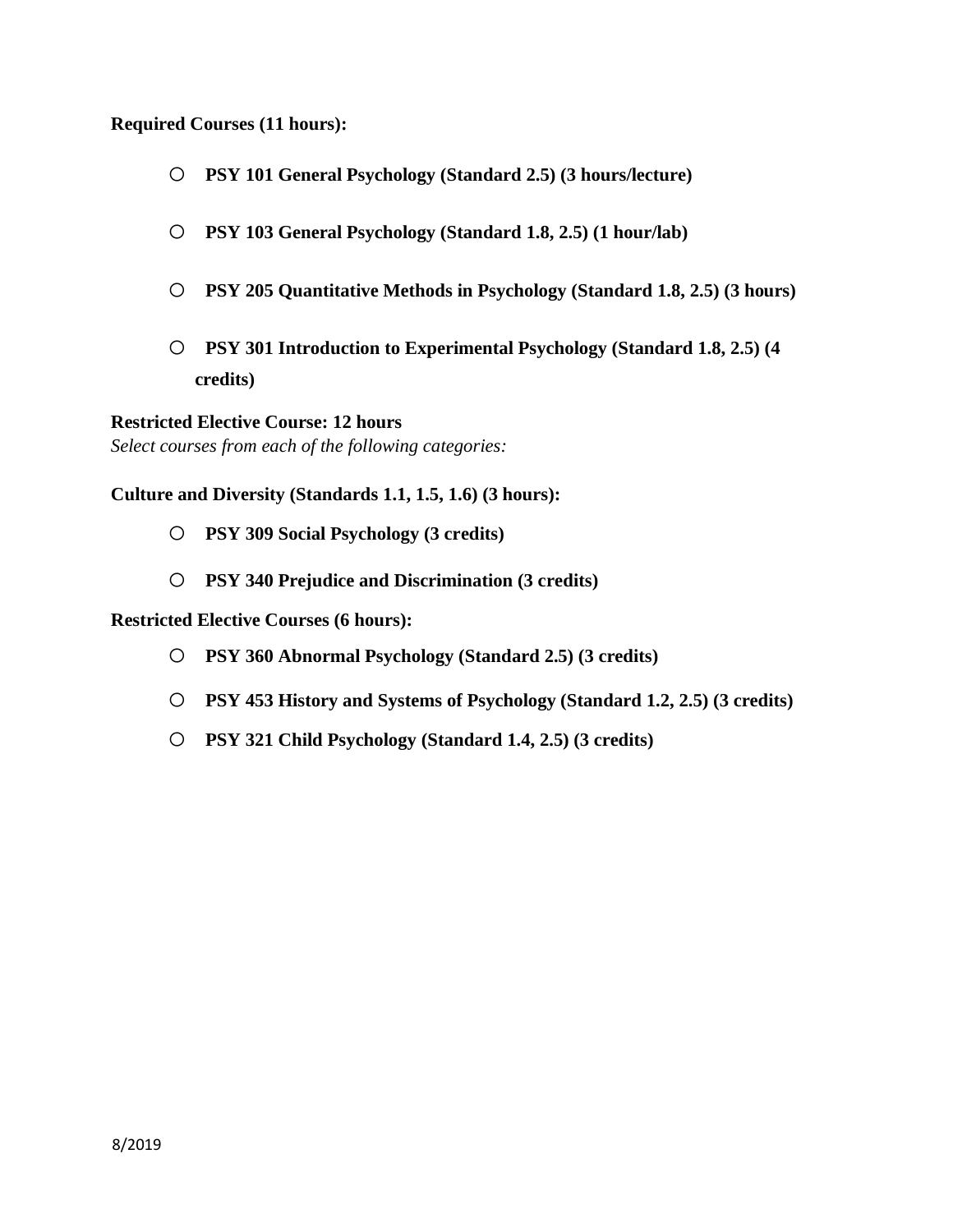**Required Courses (11 hours):**

- **PSY 101 General Psychology (Standard 2.5) (3 hours/lecture)**
- **PSY 103 General Psychology (Standard 1.8, 2.5) (1 hour/lab)**
- **PSY 205 Quantitative Methods in Psychology (Standard 1.8, 2.5) (3 hours)**
- **PSY 301 Introduction to Experimental Psychology (Standard 1.8, 2.5) (4 credits)**

**Restricted Elective Course: 12 hours**
*Select courses from each of the following categories:*

**Culture and Diversity (Standards 1.1, 1.5, 1.6) (3 hours):**

- **PSY 309 Social Psychology (3 credits)**
- **PSY 340 Prejudice and Discrimination (3 credits)**

**Restricted Elective Courses (6 hours):**

- **PSY 360 Abnormal Psychology (Standard 2.5) (3 credits)**
- **PSY 453 History and Systems of Psychology (Standard 1.2, 2.5) (3 credits)**
- **PSY 321 Child Psychology (Standard 1.4, 2.5) (3 credits)**

8/2019